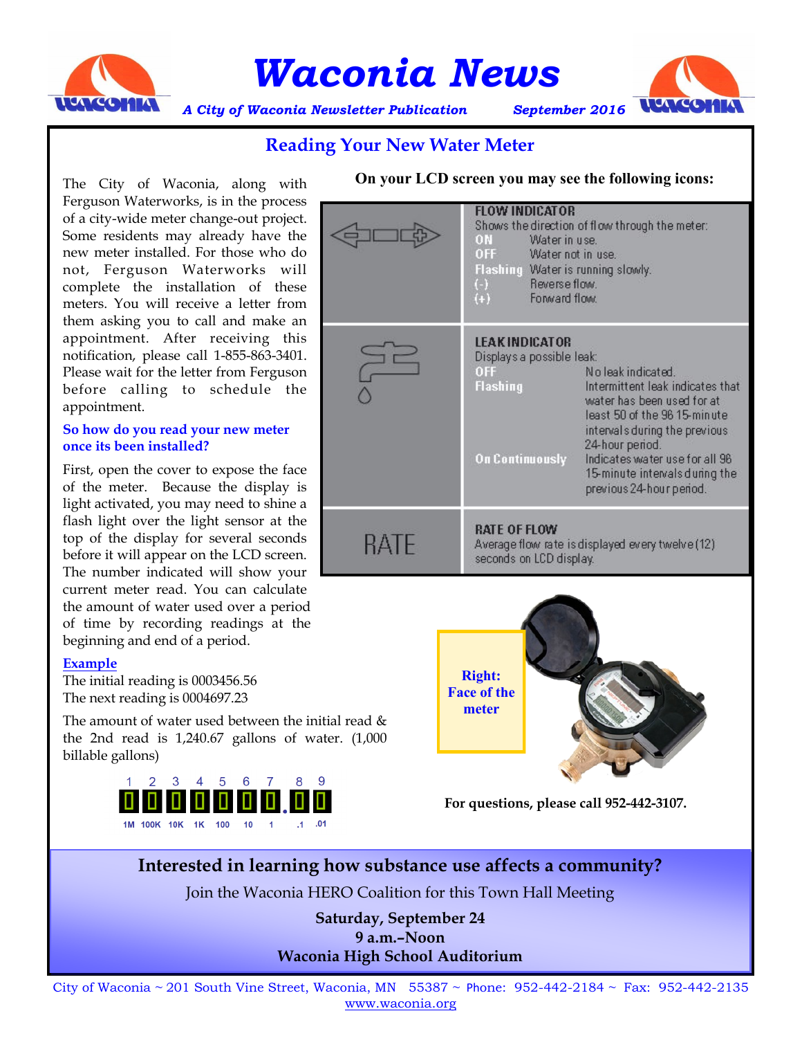# Waconia News

*A City of Waconia Newsletter Publication* *September 2016*

## Reading Your New Water Meter

The City of Waconia, along with Ferguson Waterworks, is in the process of a city-wide meter change-out project. Some residents may already have the new meter installed. For those who do not, Ferguson Waterworks will complete the installation of these meters. You will receive a letter from them asking you to call and make an appointment. After receiving this notification, please call 1-855-863-3401. Please wait for the letter from Ferguson before calling to schedule the appointment.

### So how do you read your new meter once its been installed?

First, open the cover to expose the face of the meter. Because the display is light activated, you may need to shine a flash light over the light sensor at the top of the display for several seconds before it will appear on the LCD screen. The number indicated will show your current meter read. You can calculate the amount of water used over a period of time by recording readings at the beginning and end of a period.

**Example**

The initial reading is 0003456.56
The next reading is 0004697.23

The amount of water used between the initial read & the 2nd read is 1,240.67 gallons of water. (1,000 billable gallons)

| 1 | 2 | 3 | 4 | 5 | 6 | 7 | 8 | 9 |
|---|---|---|---|---|---|---|---|---|
| 1M | 100K | 10K | 1K | 100 | 10 | 1 | .1 | .01 |

**On your LCD screen you may see the following icons:**

| Icon | Description |
|---|---|
| Flow arrows | **FLOW INDICATOR** Shows the direction of flow through the meter: **ON** Water in use. **OFF** Water not in use. **Flashing** Water is running slowly. **(-)** Reverse flow. **(+)** Forward flow. |
| Faucet | **LEAK INDICATOR** Displays a possible leak: **OFF** No leak indicated. **Flashing** Intermittent leak indicates that water has been used for at least 50 of the 96 15-minute intervals during the previous 24-hour period. **On Continuously** Indicates water use for all 96 15-minute intervals during the previous 24-hour period. |
| RATE | **RATE OF FLOW** Average flow rate is displayed every twelve (12) seconds on LCD display. |

**Right: Face of the meter**

**For questions, please call 952-442-3107.**

## Interested in learning how substance use affects a community?

Join the Waconia HERO Coalition for this Town Hall Meeting

**Saturday, September 24**
**9 a.m.–Noon**
**Waconia High School Auditorium**

City of Waconia ~ 201 South Vine Street, Waconia, MN 55387 ~ Phone: 952-442-2184 ~ Fax: 952-442-2135
www.waconia.org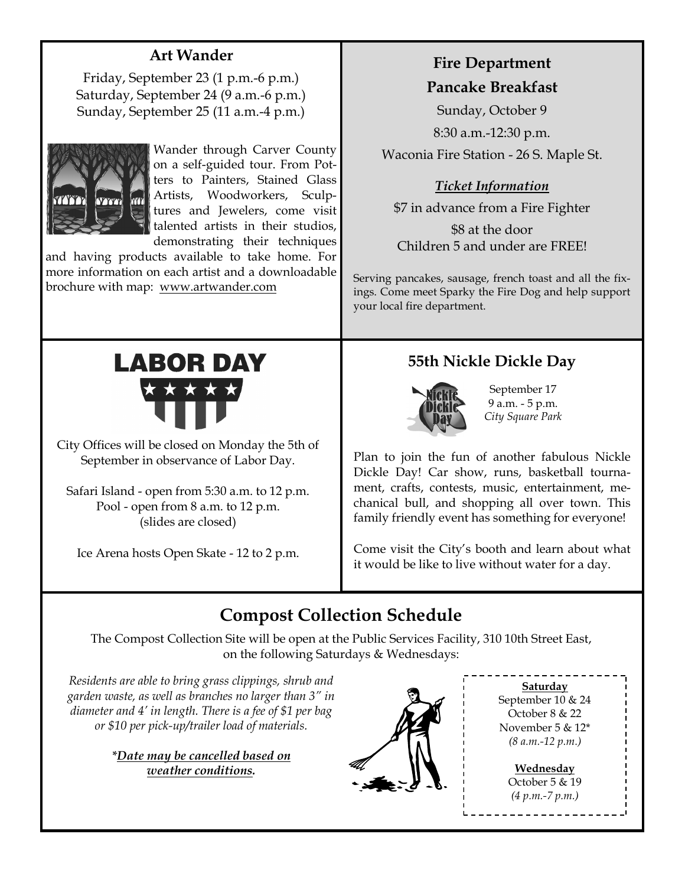## Art Wander

Friday, September 23 (1 p.m.-6 p.m.)
Saturday, September 24 (9 a.m.-6 p.m.)
Sunday, September 25 (11 a.m.-4 p.m.)

Wander through Carver County on a self-guided tour. From Potters to Painters, Stained Glass Artists, Woodworkers, Sculptures and Jewelers, come visit talented artists in their studios, demonstrating their techniques and having products available to take home. For more information on each artist and a downloadable brochure with map: www.artwander.com

## Fire Department Pancake Breakfast

Sunday, October 9

8:30 a.m.-12:30 p.m.

Waconia Fire Station - 26 S. Maple St.

***Ticket Information***

$7 in advance from a Fire Fighter

$8 at the door
Children 5 and under are FREE!

Serving pancakes, sausage, french toast and all the fixings. Come meet Sparky the Fire Dog and help support your local fire department.

## LABOR DAY

City Offices will be closed on Monday the 5th of September in observance of Labor Day.

Safari Island - open from 5:30 a.m. to 12 p.m.
Pool - open from 8 a.m. to 12 p.m.
(slides are closed)

Ice Arena hosts Open Skate - 12 to 2 p.m.

## 55th Nickle Dickle Day

September 17
9 a.m. - 5 p.m.
*City Square Park*

Plan to join the fun of another fabulous Nickle Dickle Day! Car show, runs, basketball tournament, crafts, contests, music, entertainment, mechanical bull, and shopping all over town. This family friendly event has something for everyone!

Come visit the City's booth and learn about what it would be like to live without water for a day.

## Compost Collection Schedule

The Compost Collection Site will be open at the Public Services Facility, 310 10th Street East, on the following Saturdays & Wednesdays:

*Residents are able to bring grass clippings, shrub and garden waste, as well as branches no larger than 3" in diameter and 4' in length. There is a fee of $1 per bag or $10 per pick-up/trailer load of materials.*

***Date may be cancelled based on weather conditions.***

**Saturday**
September 10 & 24
October 8 & 22
November 5 & 12*
*(8 a.m.-12 p.m.)*

**Wednesday**
October 5 & 19
*(4 p.m.-7 p.m.)*